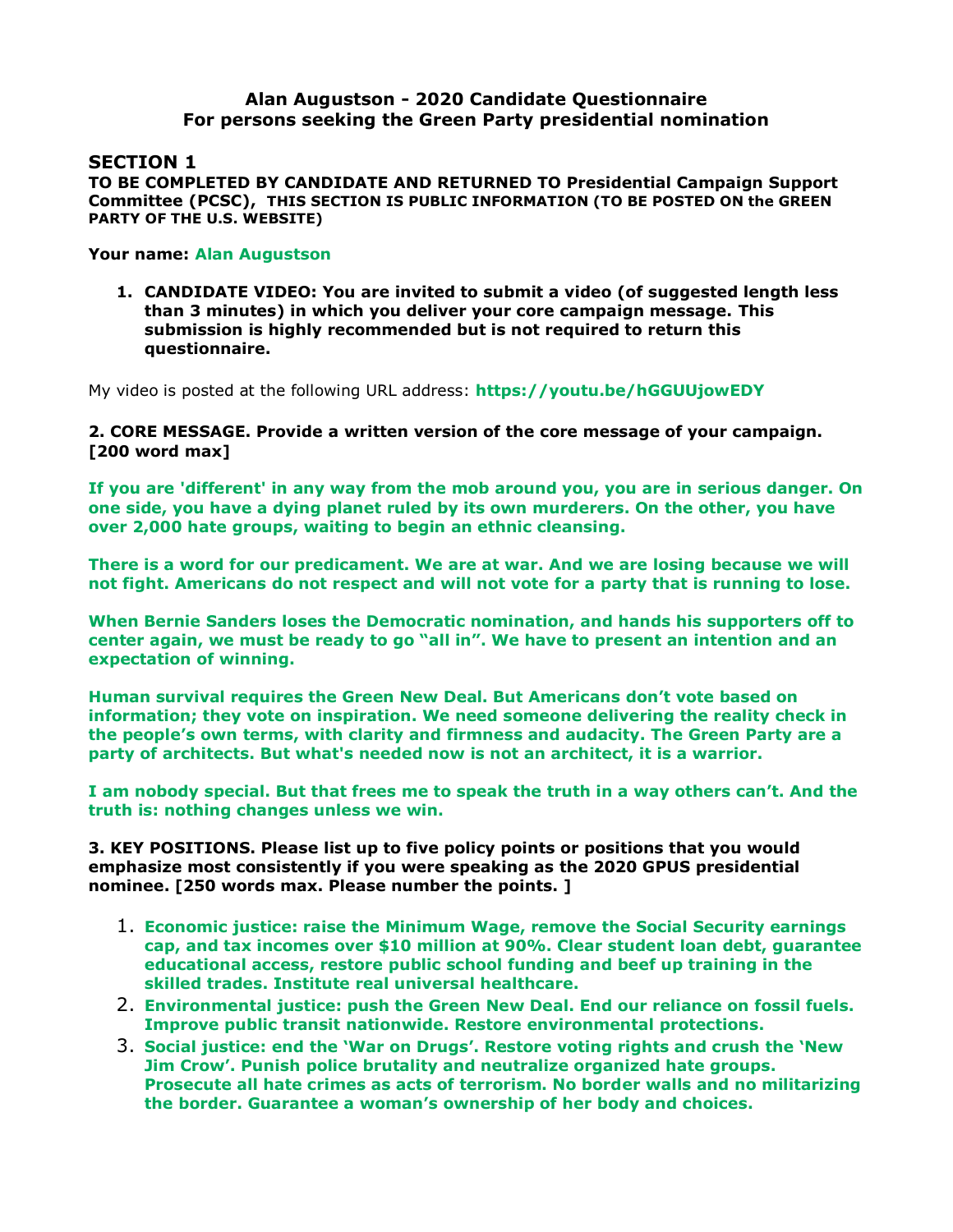## Alan Augustson - 2020 Candidate Questionnaire
## For persons seeking the Green Party presidential nomination

### SECTION 1

**TO BE COMPLETED BY CANDIDATE AND RETURNED TO Presidential Campaign Support Committee (PCSC), THIS SECTION IS PUBLIC INFORMATION (TO BE POSTED ON the GREEN PARTY OF THE U.S. WEBSITE)**

**Your name:** **Alan Augustson**

1. **CANDIDATE VIDEO: You are invited to submit a video (of suggested length less than 3 minutes) in which you deliver your core campaign message. This submission is highly recommended but is not required to return this questionnaire.**

My video is posted at the following URL address: **https://youtu.be/hGGUUjowEDY**

**2. CORE MESSAGE. Provide a written version of the core message of your campaign. [200 word max]**

**If you are 'different' in any way from the mob around you, you are in serious danger. On one side, you have a dying planet ruled by its own murderers. On the other, you have over 2,000 hate groups, waiting to begin an ethnic cleansing.**

**There is a word for our predicament. We are at war. And we are losing because we will not fight. Americans do not respect and will not vote for a party that is running to lose.**

**When Bernie Sanders loses the Democratic nomination, and hands his supporters off to center again, we must be ready to go "all in". We have to present an intention and an expectation of winning.**

**Human survival requires the Green New Deal. But Americans don't vote based on information; they vote on inspiration. We need someone delivering the reality check in the people's own terms, with clarity and firmness and audacity. The Green Party are a party of architects. But what's needed now is not an architect, it is a warrior.**

**I am nobody special. But that frees me to speak the truth in a way others can't. And the truth is: nothing changes unless we win.**

**3. KEY POSITIONS. Please list up to five policy points or positions that you would emphasize most consistently if you were speaking as the 2020 GPUS presidential nominee. [250 words max. Please number the points. ]**

1. **Economic justice: raise the Minimum Wage, remove the Social Security earnings cap, and tax incomes over $10 million at 90%. Clear student loan debt, guarantee educational access, restore public school funding and beef up training in the skilled trades. Institute real universal healthcare.**
2. **Environmental justice: push the Green New Deal. End our reliance on fossil fuels. Improve public transit nationwide. Restore environmental protections.**
3. **Social justice: end the 'War on Drugs'. Restore voting rights and crush the 'New Jim Crow'. Punish police brutality and neutralize organized hate groups. Prosecute all hate crimes as acts of terrorism. No border walls and no militarizing the border. Guarantee a woman's ownership of her body and choices.**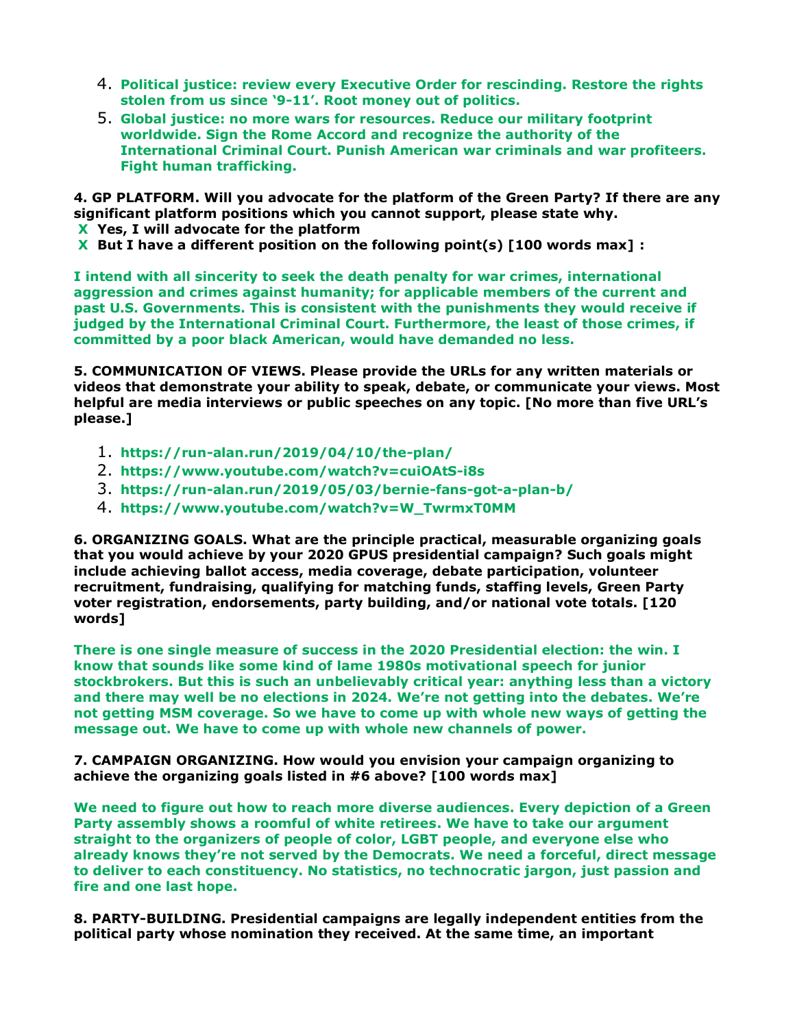4. **Political justice: review every Executive Order for rescinding. Restore the rights stolen from us since '9-11'. Root money out of politics.**
5. **Global justice: no more wars for resources. Reduce our military footprint worldwide. Sign the Rome Accord and recognize the authority of the International Criminal Court. Punish American war criminals and war profiteers. Fight human trafficking.**

**4. GP PLATFORM. Will you advocate for the platform of the Green Party? If there are any significant platform positions which you cannot support, please state why.**

**X Yes, I will advocate for the platform**
**X But I have a different position on the following point(s) [100 words max] :**

**I intend with all sincerity to seek the death penalty for war crimes, international aggression and crimes against humanity; for applicable members of the current and past U.S. Governments. This is consistent with the punishments they would receive if judged by the International Criminal Court. Furthermore, the least of those crimes, if committed by a poor black American, would have demanded no less.**

**5. COMMUNICATION OF VIEWS. Please provide the URLs for any written materials or videos that demonstrate your ability to speak, debate, or communicate your views. Most helpful are media interviews or public speeches on any topic. [No more than five URL's please.]**

1. **https://run-alan.run/2019/04/10/the-plan/**
2. **https://www.youtube.com/watch?v=cuiOAtS-i8s**
3. **https://run-alan.run/2019/05/03/bernie-fans-got-a-plan-b/**
4. **https://www.youtube.com/watch?v=W_TwrmxT0MM**

**6. ORGANIZING GOALS. What are the principle practical, measurable organizing goals that you would achieve by your 2020 GPUS presidential campaign? Such goals might include achieving ballot access, media coverage, debate participation, volunteer recruitment, fundraising, qualifying for matching funds, staffing levels, Green Party voter registration, endorsements, party building, and/or national vote totals. [120 words]**

**There is one single measure of success in the 2020 Presidential election: the win. I know that sounds like some kind of lame 1980s motivational speech for junior stockbrokers. But this is such an unbelievably critical year: anything less than a victory and there may well be no elections in 2024. We're not getting into the debates. We're not getting MSM coverage. So we have to come up with whole new ways of getting the message out. We have to come up with whole new channels of power.**

**7. CAMPAIGN ORGANIZING. How would you envision your campaign organizing to achieve the organizing goals listed in #6 above? [100 words max]**

**We need to figure out how to reach more diverse audiences. Every depiction of a Green Party assembly shows a roomful of white retirees. We have to take our argument straight to the organizers of people of color, LGBT people, and everyone else who already knows they're not served by the Democrats. We need a forceful, direct message to deliver to each constituency. No statistics, no technocratic jargon, just passion and fire and one last hope.**

**8. PARTY-BUILDING. Presidential campaigns are legally independent entities from the political party whose nomination they received. At the same time, an important**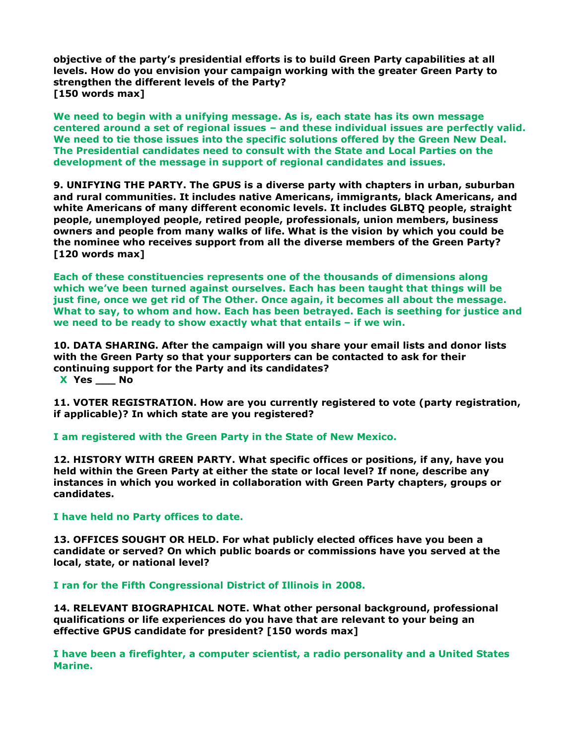**objective of the party's presidential efforts is to build Green Party capabilities at all levels. How do you envision your campaign working with the greater Green Party to strengthen the different levels of the Party?**
**[150 words max]**

**We need to begin with a unifying message. As is, each state has its own message centered around a set of regional issues – and these individual issues are perfectly valid. We need to tie those issues into the specific solutions offered by the Green New Deal. The Presidential candidates need to consult with the State and Local Parties on the development of the message in support of regional candidates and issues.**

**9. UNIFYING THE PARTY. The GPUS is a diverse party with chapters in urban, suburban and rural communities. It includes native Americans, immigrants, black Americans, and white Americans of many different economic levels. It includes GLBTQ people, straight people, unemployed people, retired people, professionals, union members, business owners and people from many walks of life. What is the vision by which you could be the nominee who receives support from all the diverse members of the Green Party?**
**[120 words max]**

**Each of these constituencies represents one of the thousands of dimensions along which we've been turned against ourselves. Each has been taught that things will be just fine, once we get rid of The Other. Once again, it becomes all about the message. What to say, to whom and how. Each has been betrayed. Each is seething for justice and we need to be ready to show exactly what that entails – if we win.**

**10. DATA SHARING. After the campaign will you share your email lists and donor lists with the Green Party so that your supporters can be contacted to ask for their continuing support for the Party and its candidates?**
**X Yes ___ No**

**11. VOTER REGISTRATION. How are you currently registered to vote (party registration, if applicable)? In which state are you registered?**

**I am registered with the Green Party in the State of New Mexico.**

**12. HISTORY WITH GREEN PARTY. What specific offices or positions, if any, have you held within the Green Party at either the state or local level? If none, describe any instances in which you worked in collaboration with Green Party chapters, groups or candidates.**

**I have held no Party offices to date.**

**13. OFFICES SOUGHT OR HELD. For what publicly elected offices have you been a candidate or served? On which public boards or commissions have you served at the local, state, or national level?**

**I ran for the Fifth Congressional District of Illinois in 2008.**

**14. RELEVANT BIOGRAPHICAL NOTE. What other personal background, professional qualifications or life experiences do you have that are relevant to your being an effective GPUS candidate for president? [150 words max]**

**I have been a firefighter, a computer scientist, a radio personality and a United States Marine.**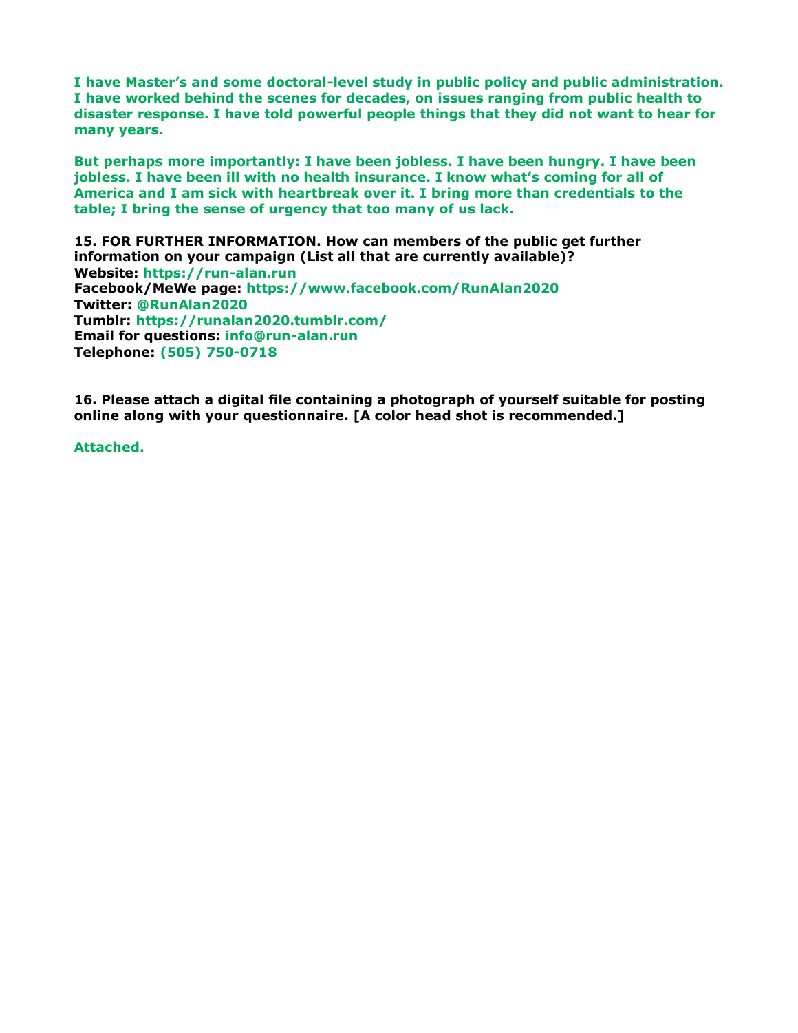**I have Master's and some doctoral-level study in public policy and public administration. I have worked behind the scenes for decades, on issues ranging from public health to disaster response. I have told powerful people things that they did not want to hear for many years.**

**But perhaps more importantly: I have been jobless. I have been hungry. I have been jobless. I have been ill with no health insurance. I know what's coming for all of America and I am sick with heartbreak over it. I bring more than credentials to the table; I bring the sense of urgency that too many of us lack.**

**15. FOR FURTHER INFORMATION. How can members of the public get further information on your campaign (List all that are currently available)?**
**Website: https://run-alan.run**
**Facebook/MeWe page: https://www.facebook.com/RunAlan2020**
**Twitter: @RunAlan2020**
**Tumblr: https://runalan2020.tumblr.com/**
**Email for questions: info@run-alan.run**
**Telephone: (505) 750-0718**

**16. Please attach a digital file containing a photograph of yourself suitable for posting online along with your questionnaire. [A color head shot is recommended.]**

**Attached.**